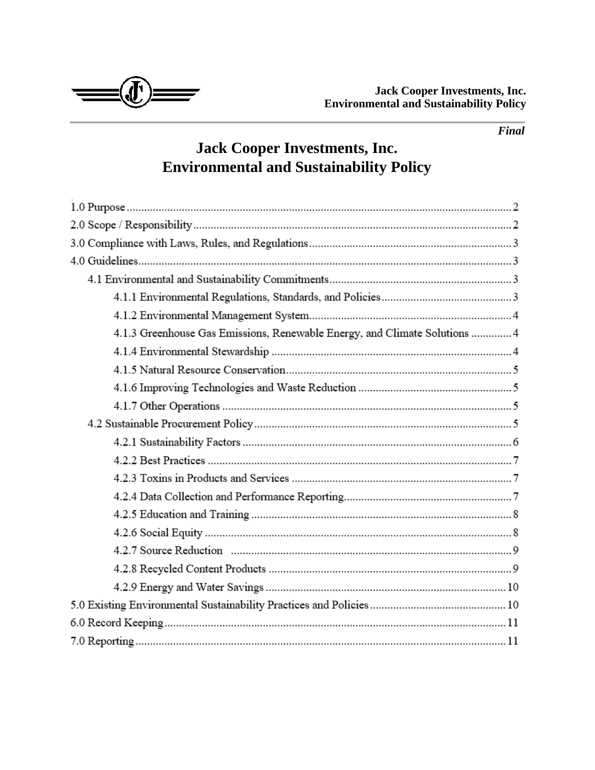*Final*

# Jack Cooper Investments, Inc.
# Environmental and Sustainability Policy

1.0 Purpose .......... 2
2.0 Scope / Responsibility .......... 2
3.0 Compliance with Laws, Rules, and Regulations .......... 3
4.0 Guidelines .......... 3
- 4.1 Environmental and Sustainability Commitments .......... 3
  - 4.1.1 Environmental Regulations, Standards, and Policies .......... 3
  - 4.1.2 Environmental Management System .......... 4
  - 4.1.3 Greenhouse Gas Emissions, Renewable Energy, and Climate Solutions .......... 4
  - 4.1.4 Environmental Stewardship .......... 4
  - 4.1.5 Natural Resource Conservation .......... 5
  - 4.1.6 Improving Technologies and Waste Reduction .......... 5
  - 4.1.7 Other Operations .......... 5
- 4.2 Sustainable Procurement Policy .......... 5
  - 4.2.1 Sustainability Factors .......... 6
  - 4.2.2 Best Practices .......... 7
  - 4.2.3 Toxins in Products and Services .......... 7
  - 4.2.4 Data Collection and Performance Reporting .......... 7
  - 4.2.5 Education and Training .......... 8
  - 4.2.6 Social Equity .......... 8
  - 4.2.7 Source Reduction .......... 9
  - 4.2.8 Recycled Content Products .......... 9
  - 4.2.9 Energy and Water Savings .......... 10

5.0 Existing Environmental Sustainability Practices and Policies .......... 10
6.0 Record Keeping .......... 11
7.0 Reporting .......... 11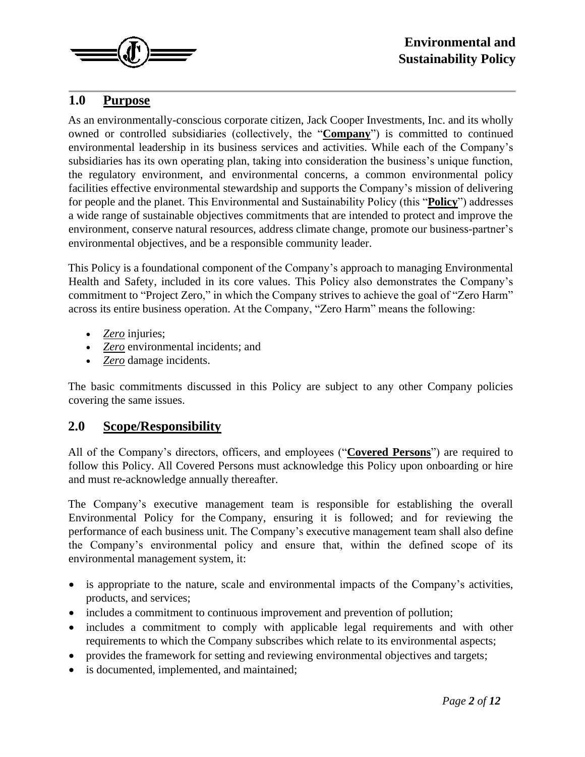## 1.0 Purpose

As an environmentally-conscious corporate citizen, Jack Cooper Investments, Inc. and its wholly owned or controlled subsidiaries (collectively, the "**Company**") is committed to continued environmental leadership in its business services and activities. While each of the Company's subsidiaries has its own operating plan, taking into consideration the business's unique function, the regulatory environment, and environmental concerns, a common environmental policy facilities effective environmental stewardship and supports the Company's mission of delivering for people and the planet. This Environmental and Sustainability Policy (this "**Policy**") addresses a wide range of sustainable objectives commitments that are intended to protect and improve the environment, conserve natural resources, address climate change, promote our business-partner's environmental objectives, and be a responsible community leader.

This Policy is a foundational component of the Company's approach to managing Environmental Health and Safety, included in its core values. This Policy also demonstrates the Company's commitment to "Project Zero," in which the Company strives to achieve the goal of "Zero Harm" across its entire business operation. At the Company, "Zero Harm" means the following:

- ***Zero*** injuries;
- ***Zero*** environmental incidents; and
- ***Zero*** damage incidents.

The basic commitments discussed in this Policy are subject to any other Company policies covering the same issues.

## 2.0 Scope/Responsibility

All of the Company's directors, officers, and employees ("**Covered Persons**") are required to follow this Policy. All Covered Persons must acknowledge this Policy upon onboarding or hire and must re-acknowledge annually thereafter.

The Company's executive management team is responsible for establishing the overall Environmental Policy for the Company, ensuring it is followed; and for reviewing the performance of each business unit. The Company's executive management team shall also define the Company's environmental policy and ensure that, within the defined scope of its environmental management system, it:

- is appropriate to the nature, scale and environmental impacts of the Company's activities, products, and services;
- includes a commitment to continuous improvement and prevention of pollution;
- includes a commitment to comply with applicable legal requirements and with other requirements to which the Company subscribes which relate to its environmental aspects;
- provides the framework for setting and reviewing environmental objectives and targets;
- is documented, implemented, and maintained;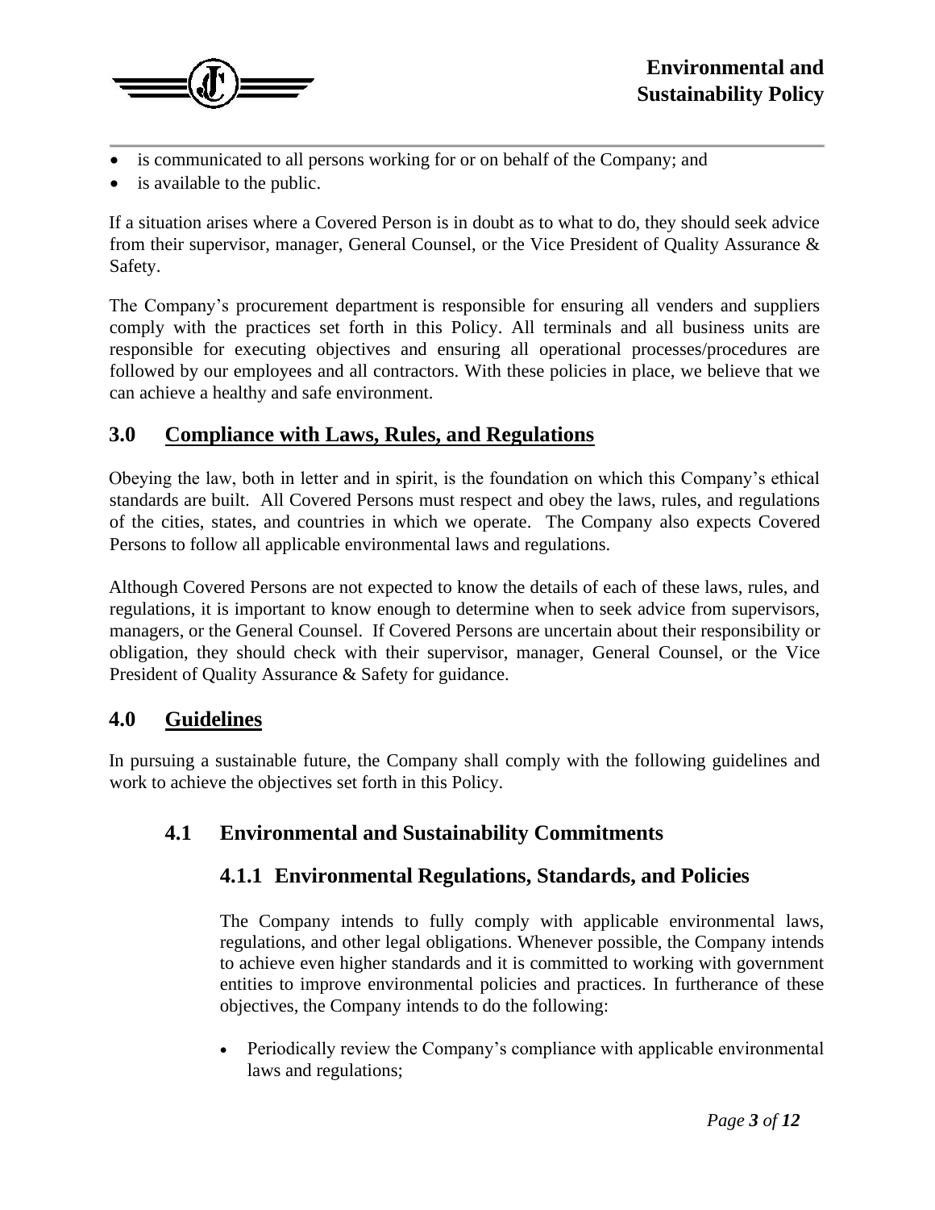- is communicated to all persons working for or on behalf of the Company; and
- is available to the public.

If a situation arises where a Covered Person is in doubt as to what to do, they should seek advice from their supervisor, manager, General Counsel, or the Vice President of Quality Assurance & Safety.

The Company's procurement department is responsible for ensuring all venders and suppliers comply with the practices set forth in this Policy. All terminals and all business units are responsible for executing objectives and ensuring all operational processes/procedures are followed by our employees and all contractors. With these policies in place, we believe that we can achieve a healthy and safe environment.

## 3.0 Compliance with Laws, Rules, and Regulations

Obeying the law, both in letter and in spirit, is the foundation on which this Company's ethical standards are built. All Covered Persons must respect and obey the laws, rules, and regulations of the cities, states, and countries in which we operate. The Company also expects Covered Persons to follow all applicable environmental laws and regulations.

Although Covered Persons are not expected to know the details of each of these laws, rules, and regulations, it is important to know enough to determine when to seek advice from supervisors, managers, or the General Counsel. If Covered Persons are uncertain about their responsibility or obligation, they should check with their supervisor, manager, General Counsel, or the Vice President of Quality Assurance & Safety for guidance.

## 4.0 Guidelines

In pursuing a sustainable future, the Company shall comply with the following guidelines and work to achieve the objectives set forth in this Policy.

### 4.1 Environmental and Sustainability Commitments

#### 4.1.1 Environmental Regulations, Standards, and Policies

The Company intends to fully comply with applicable environmental laws, regulations, and other legal obligations. Whenever possible, the Company intends to achieve even higher standards and it is committed to working with government entities to improve environmental policies and practices. In furtherance of these objectives, the Company intends to do the following:

- Periodically review the Company's compliance with applicable environmental laws and regulations;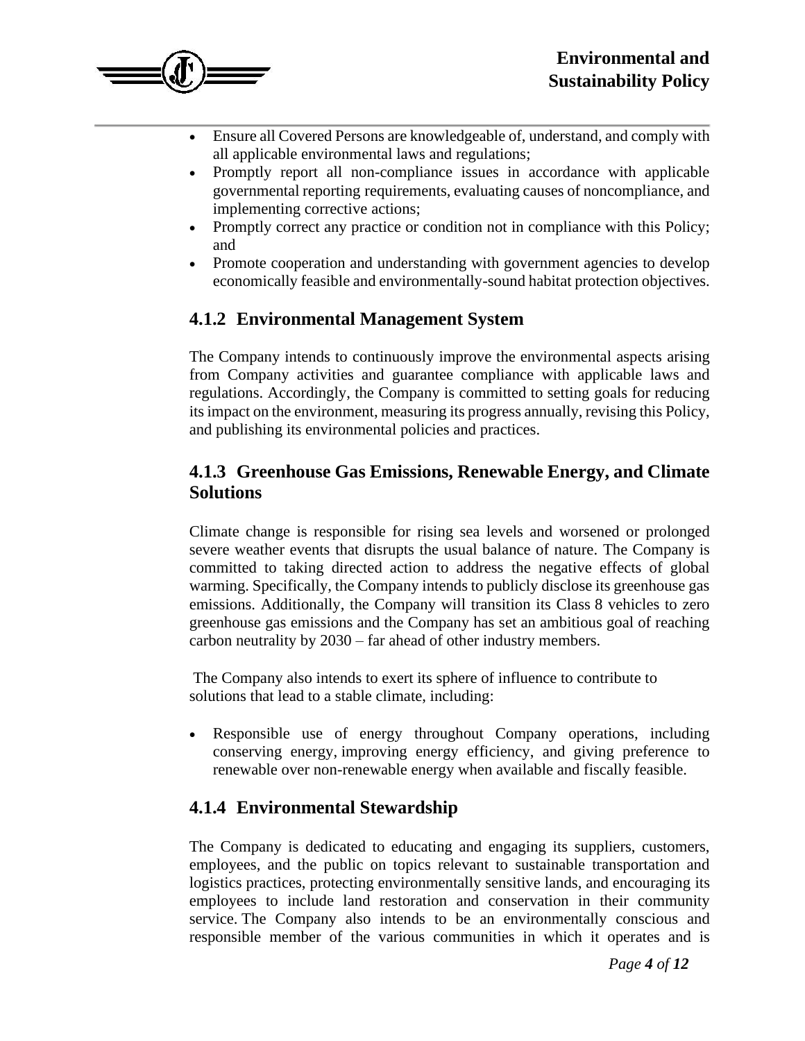- Ensure all Covered Persons are knowledgeable of, understand, and comply with all applicable environmental laws and regulations;
- Promptly report all non-compliance issues in accordance with applicable governmental reporting requirements, evaluating causes of noncompliance, and implementing corrective actions;
- Promptly correct any practice or condition not in compliance with this Policy; and
- Promote cooperation and understanding with government agencies to develop economically feasible and environmentally-sound habitat protection objectives.

### 4.1.2 Environmental Management System

The Company intends to continuously improve the environmental aspects arising from Company activities and guarantee compliance with applicable laws and regulations. Accordingly, the Company is committed to setting goals for reducing its impact on the environment, measuring its progress annually, revising this Policy, and publishing its environmental policies and practices.

### 4.1.3 Greenhouse Gas Emissions, Renewable Energy, and Climate Solutions

Climate change is responsible for rising sea levels and worsened or prolonged severe weather events that disrupts the usual balance of nature. The Company is committed to taking directed action to address the negative effects of global warming. Specifically, the Company intends to publicly disclose its greenhouse gas emissions. Additionally, the Company will transition its Class 8 vehicles to zero greenhouse gas emissions and the Company has set an ambitious goal of reaching carbon neutrality by 2030 – far ahead of other industry members.

The Company also intends to exert its sphere of influence to contribute to solutions that lead to a stable climate, including:

- Responsible use of energy throughout Company operations, including conserving energy, improving energy efficiency, and giving preference to renewable over non-renewable energy when available and fiscally feasible.

### 4.1.4 Environmental Stewardship

The Company is dedicated to educating and engaging its suppliers, customers, employees, and the public on topics relevant to sustainable transportation and logistics practices, protecting environmentally sensitive lands, and encouraging its employees to include land restoration and conservation in their community service. The Company also intends to be an environmentally conscious and responsible member of the various communities in which it operates and is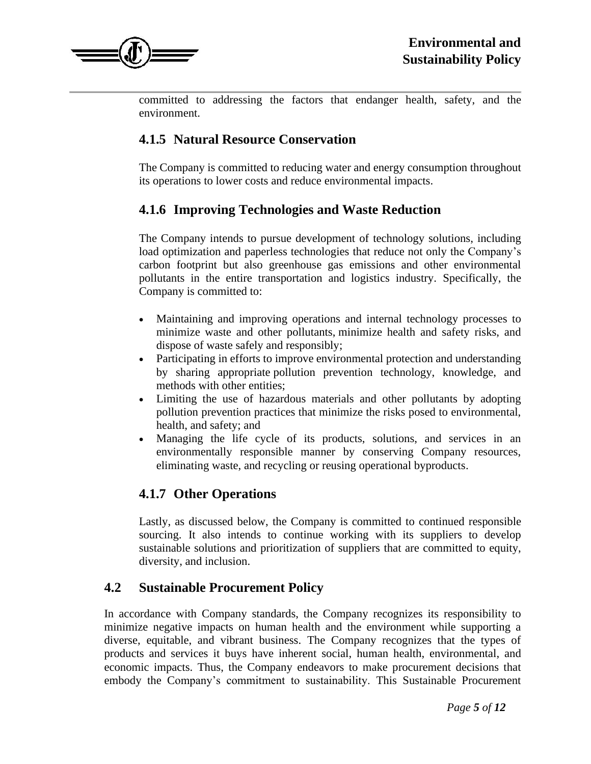committed to addressing the factors that endanger health, safety, and the environment.

### 4.1.5 Natural Resource Conservation

The Company is committed to reducing water and energy consumption throughout its operations to lower costs and reduce environmental impacts.

### 4.1.6 Improving Technologies and Waste Reduction

The Company intends to pursue development of technology solutions, including load optimization and paperless technologies that reduce not only the Company's carbon footprint but also greenhouse gas emissions and other environmental pollutants in the entire transportation and logistics industry. Specifically, the Company is committed to:

- Maintaining and improving operations and internal technology processes to minimize waste and other pollutants, minimize health and safety risks, and dispose of waste safely and responsibly;
- Participating in efforts to improve environmental protection and understanding by sharing appropriate pollution prevention technology, knowledge, and methods with other entities;
- Limiting the use of hazardous materials and other pollutants by adopting pollution prevention practices that minimize the risks posed to environmental, health, and safety; and
- Managing the life cycle of its products, solutions, and services in an environmentally responsible manner by conserving Company resources, eliminating waste, and recycling or reusing operational byproducts.

### 4.1.7 Other Operations

Lastly, as discussed below, the Company is committed to continued responsible sourcing. It also intends to continue working with its suppliers to develop sustainable solutions and prioritization of suppliers that are committed to equity, diversity, and inclusion.

## 4.2 Sustainable Procurement Policy

In accordance with Company standards, the Company recognizes its responsibility to minimize negative impacts on human health and the environment while supporting a diverse, equitable, and vibrant business. The Company recognizes that the types of products and services it buys have inherent social, human health, environmental, and economic impacts. Thus, the Company endeavors to make procurement decisions that embody the Company's commitment to sustainability. This Sustainable Procurement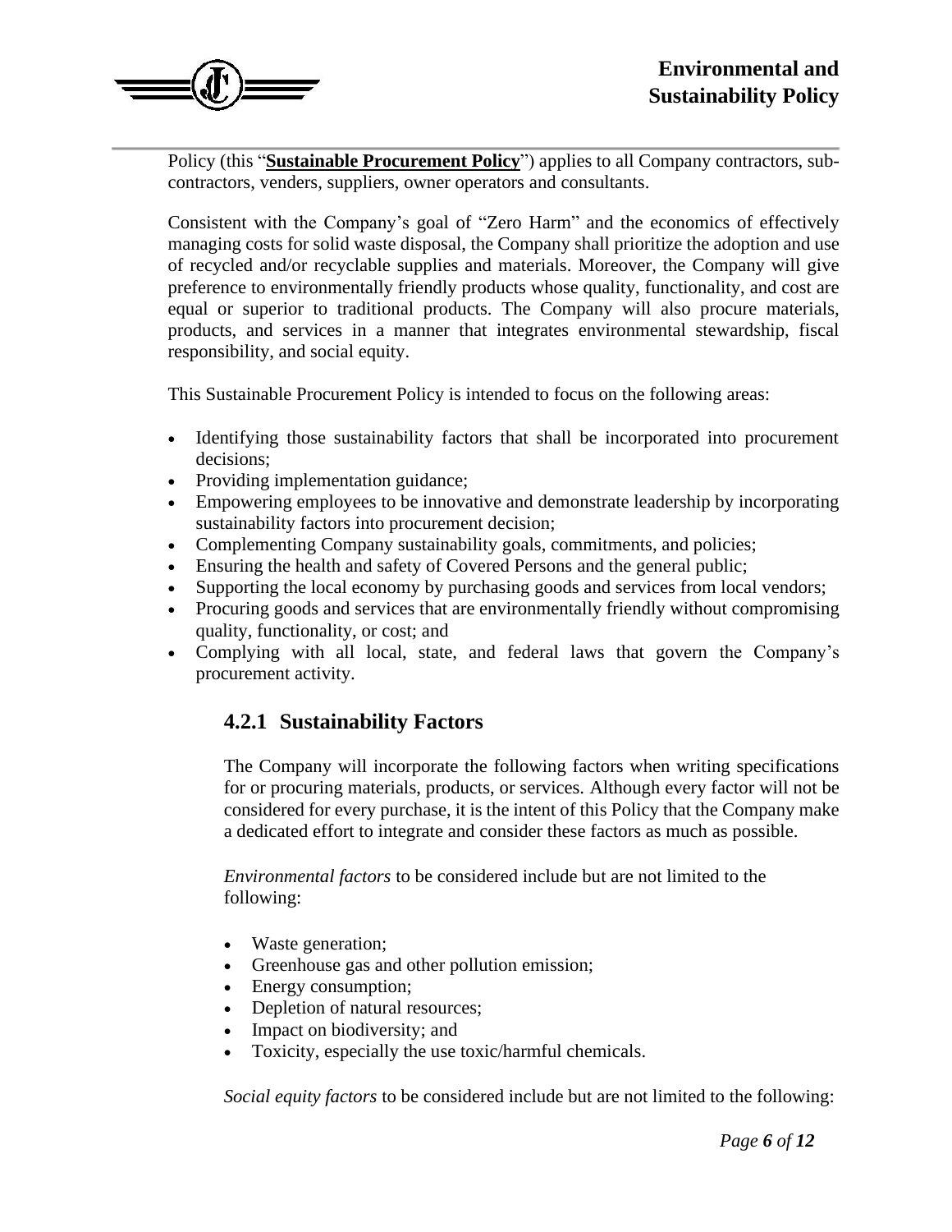Policy (this "**Sustainable Procurement Policy**") applies to all Company contractors, sub-contractors, venders, suppliers, owner operators and consultants.

Consistent with the Company's goal of "Zero Harm" and the economics of effectively managing costs for solid waste disposal, the Company shall prioritize the adoption and use of recycled and/or recyclable supplies and materials. Moreover, the Company will give preference to environmentally friendly products whose quality, functionality, and cost are equal or superior to traditional products. The Company will also procure materials, products, and services in a manner that integrates environmental stewardship, fiscal responsibility, and social equity.

This Sustainable Procurement Policy is intended to focus on the following areas:

- Identifying those sustainability factors that shall be incorporated into procurement decisions;
- Providing implementation guidance;
- Empowering employees to be innovative and demonstrate leadership by incorporating sustainability factors into procurement decision;
- Complementing Company sustainability goals, commitments, and policies;
- Ensuring the health and safety of Covered Persons and the general public;
- Supporting the local economy by purchasing goods and services from local vendors;
- Procuring goods and services that are environmentally friendly without compromising quality, functionality, or cost; and
- Complying with all local, state, and federal laws that govern the Company's procurement activity.

### 4.2.1 Sustainability Factors

The Company will incorporate the following factors when writing specifications for or procuring materials, products, or services. Although every factor will not be considered for every purchase, it is the intent of this Policy that the Company make a dedicated effort to integrate and consider these factors as much as possible.

*Environmental factors* to be considered include but are not limited to the following:

- Waste generation;
- Greenhouse gas and other pollution emission;
- Energy consumption;
- Depletion of natural resources;
- Impact on biodiversity; and
- Toxicity, especially the use toxic/harmful chemicals.

*Social equity factors* to be considered include but are not limited to the following: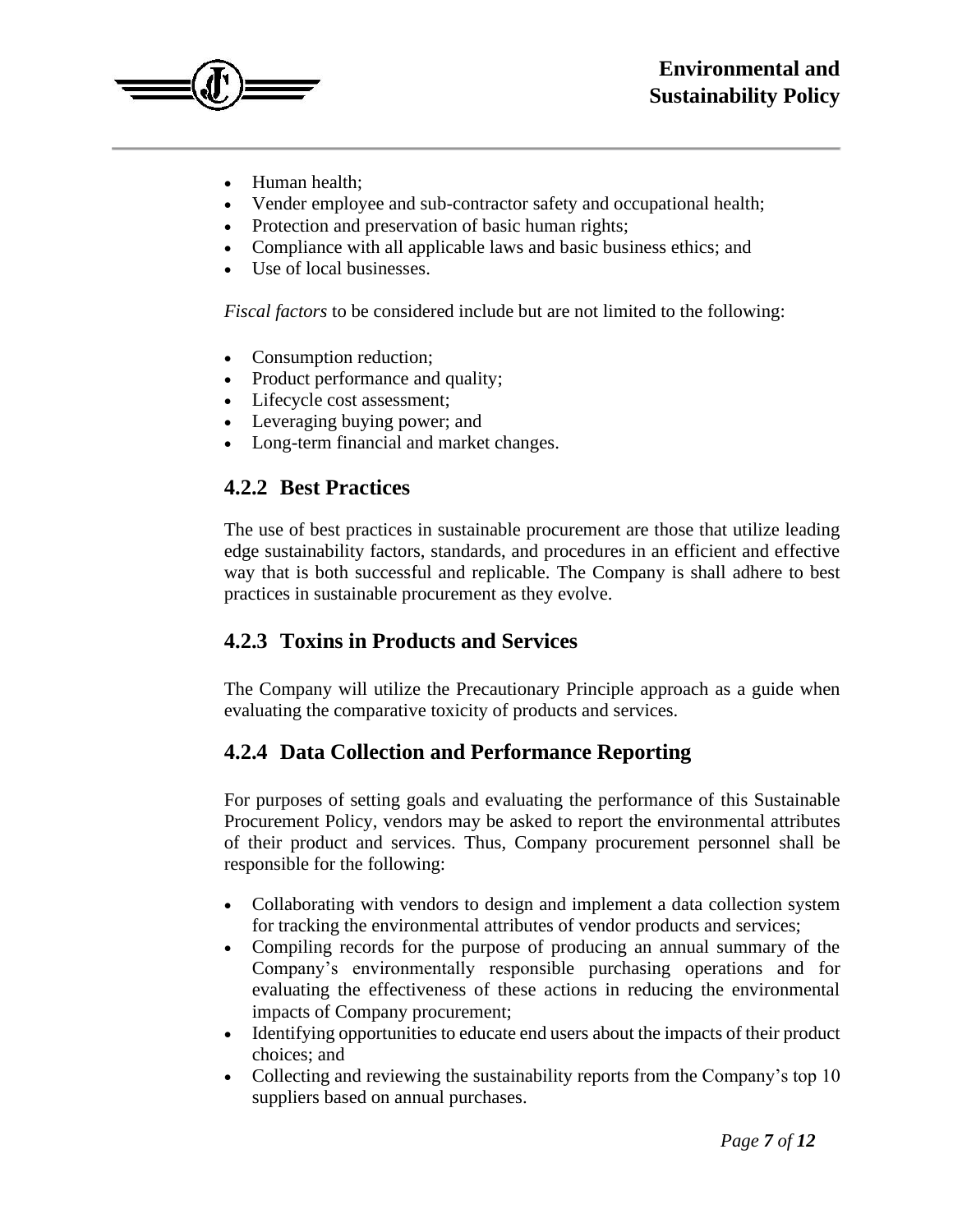- Human health;
- Vender employee and sub-contractor safety and occupational health;
- Protection and preservation of basic human rights;
- Compliance with all applicable laws and basic business ethics; and
- Use of local businesses.

*Fiscal factors* to be considered include but are not limited to the following:

- Consumption reduction;
- Product performance and quality;
- Lifecycle cost assessment;
- Leveraging buying power; and
- Long-term financial and market changes.

### 4.2.2 Best Practices

The use of best practices in sustainable procurement are those that utilize leading edge sustainability factors, standards, and procedures in an efficient and effective way that is both successful and replicable. The Company is shall adhere to best practices in sustainable procurement as they evolve.

### 4.2.3 Toxins in Products and Services

The Company will utilize the Precautionary Principle approach as a guide when evaluating the comparative toxicity of products and services.

### 4.2.4 Data Collection and Performance Reporting

For purposes of setting goals and evaluating the performance of this Sustainable Procurement Policy, vendors may be asked to report the environmental attributes of their product and services. Thus, Company procurement personnel shall be responsible for the following:

- Collaborating with vendors to design and implement a data collection system for tracking the environmental attributes of vendor products and services;
- Compiling records for the purpose of producing an annual summary of the Company's environmentally responsible purchasing operations and for evaluating the effectiveness of these actions in reducing the environmental impacts of Company procurement;
- Identifying opportunities to educate end users about the impacts of their product choices; and
- Collecting and reviewing the sustainability reports from the Company's top 10 suppliers based on annual purchases.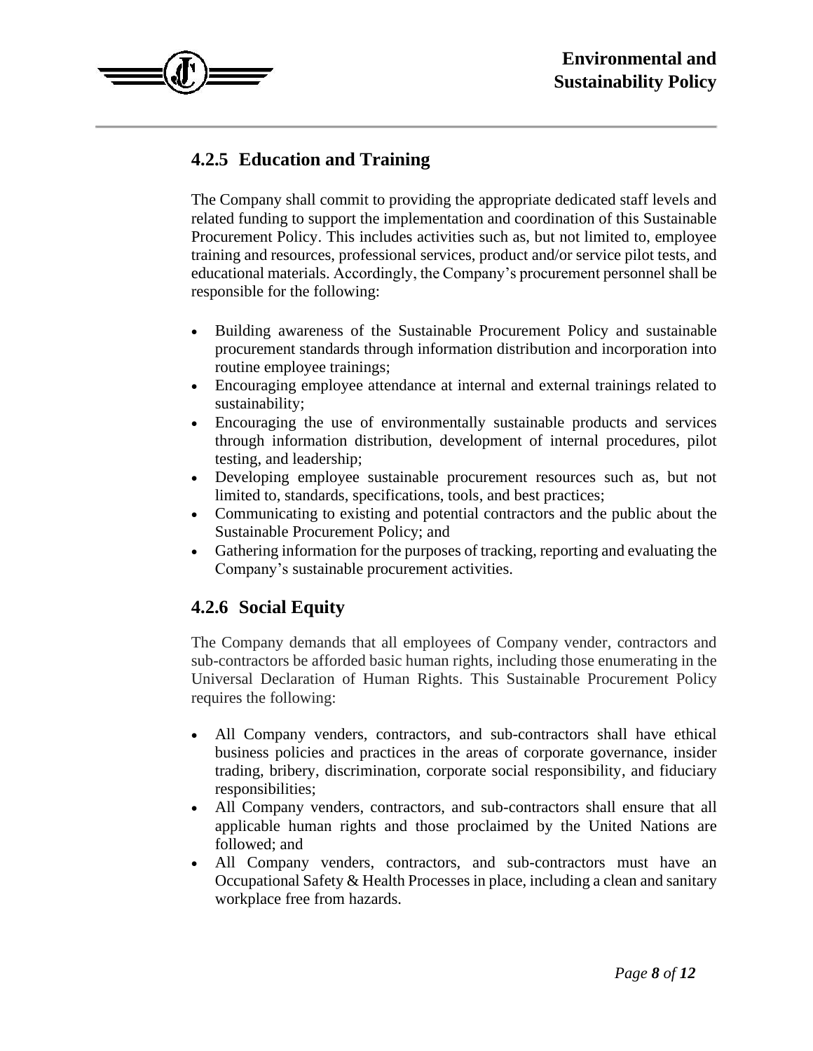### 4.2.5 Education and Training

The Company shall commit to providing the appropriate dedicated staff levels and related funding to support the implementation and coordination of this Sustainable Procurement Policy. This includes activities such as, but not limited to, employee training and resources, professional services, product and/or service pilot tests, and educational materials. Accordingly, the Company's procurement personnel shall be responsible for the following:

- Building awareness of the Sustainable Procurement Policy and sustainable procurement standards through information distribution and incorporation into routine employee trainings;
- Encouraging employee attendance at internal and external trainings related to sustainability;
- Encouraging the use of environmentally sustainable products and services through information distribution, development of internal procedures, pilot testing, and leadership;
- Developing employee sustainable procurement resources such as, but not limited to, standards, specifications, tools, and best practices;
- Communicating to existing and potential contractors and the public about the Sustainable Procurement Policy; and
- Gathering information for the purposes of tracking, reporting and evaluating the Company's sustainable procurement activities.

### 4.2.6 Social Equity

The Company demands that all employees of Company vender, contractors and sub-contractors be afforded basic human rights, including those enumerating in the Universal Declaration of Human Rights. This Sustainable Procurement Policy requires the following:

- All Company venders, contractors, and sub-contractors shall have ethical business policies and practices in the areas of corporate governance, insider trading, bribery, discrimination, corporate social responsibility, and fiduciary responsibilities;
- All Company venders, contractors, and sub-contractors shall ensure that all applicable human rights and those proclaimed by the United Nations are followed; and
- All Company venders, contractors, and sub-contractors must have an Occupational Safety & Health Processes in place, including a clean and sanitary workplace free from hazards.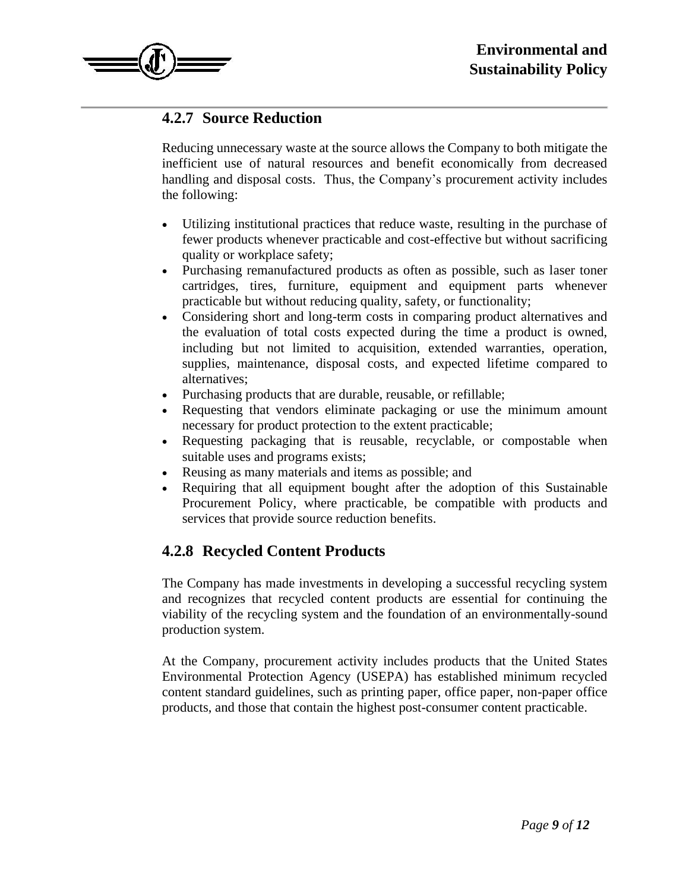### 4.2.7 Source Reduction

Reducing unnecessary waste at the source allows the Company to both mitigate the inefficient use of natural resources and benefit economically from decreased handling and disposal costs. Thus, the Company's procurement activity includes the following:

- Utilizing institutional practices that reduce waste, resulting in the purchase of fewer products whenever practicable and cost-effective but without sacrificing quality or workplace safety;
- Purchasing remanufactured products as often as possible, such as laser toner cartridges, tires, furniture, equipment and equipment parts whenever practicable but without reducing quality, safety, or functionality;
- Considering short and long-term costs in comparing product alternatives and the evaluation of total costs expected during the time a product is owned, including but not limited to acquisition, extended warranties, operation, supplies, maintenance, disposal costs, and expected lifetime compared to alternatives;
- Purchasing products that are durable, reusable, or refillable;
- Requesting that vendors eliminate packaging or use the minimum amount necessary for product protection to the extent practicable;
- Requesting packaging that is reusable, recyclable, or compostable when suitable uses and programs exists;
- Reusing as many materials and items as possible; and
- Requiring that all equipment bought after the adoption of this Sustainable Procurement Policy, where practicable, be compatible with products and services that provide source reduction benefits.

### 4.2.8 Recycled Content Products

The Company has made investments in developing a successful recycling system and recognizes that recycled content products are essential for continuing the viability of the recycling system and the foundation of an environmentally-sound production system.

At the Company, procurement activity includes products that the United States Environmental Protection Agency (USEPA) has established minimum recycled content standard guidelines, such as printing paper, office paper, non-paper office products, and those that contain the highest post-consumer content practicable.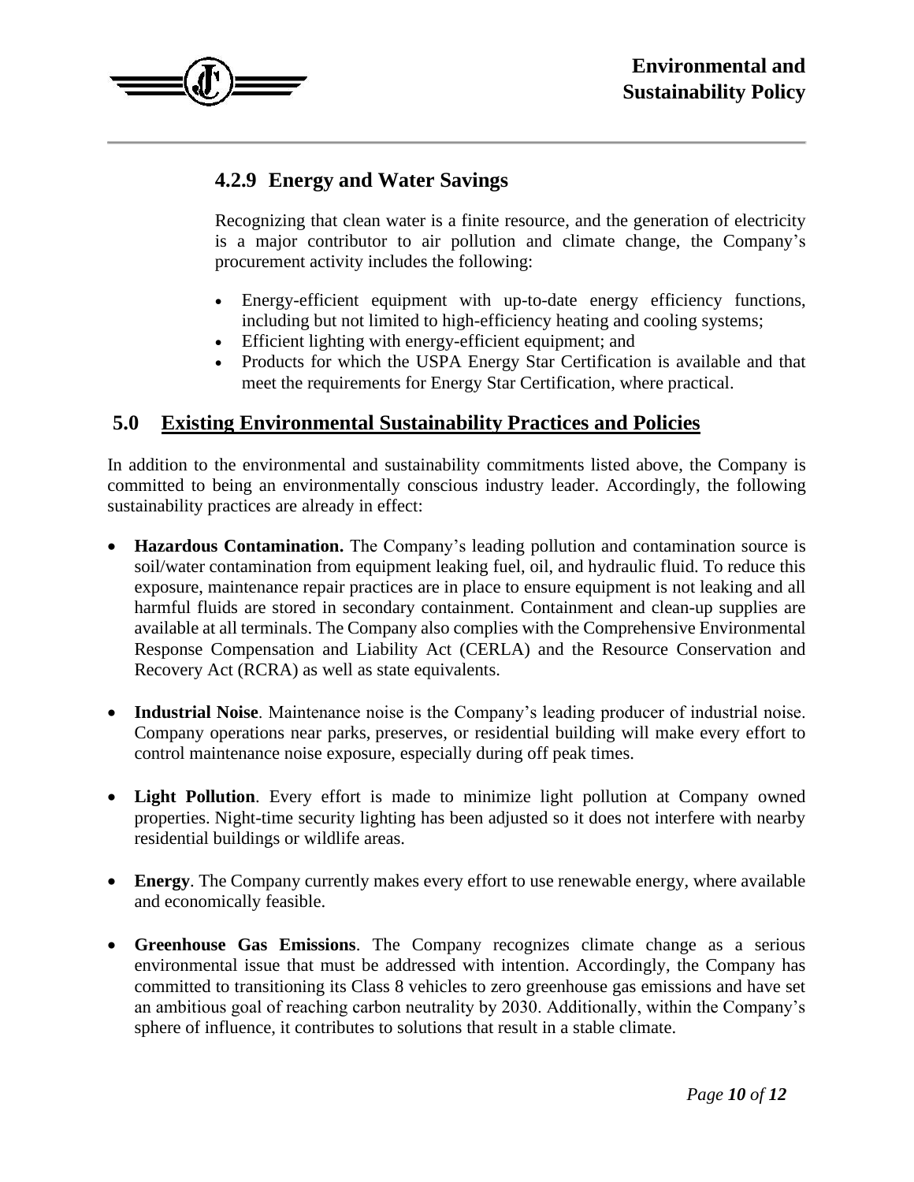### 4.2.9 Energy and Water Savings

Recognizing that clean water is a finite resource, and the generation of electricity is a major contributor to air pollution and climate change, the Company's procurement activity includes the following:

- Energy-efficient equipment with up-to-date energy efficiency functions, including but not limited to high-efficiency heating and cooling systems;
- Efficient lighting with energy-efficient equipment; and
- Products for which the USPA Energy Star Certification is available and that meet the requirements for Energy Star Certification, where practical.

## 5.0 Existing Environmental Sustainability Practices and Policies

In addition to the environmental and sustainability commitments listed above, the Company is committed to being an environmentally conscious industry leader. Accordingly, the following sustainability practices are already in effect:

- **Hazardous Contamination.** The Company's leading pollution and contamination source is soil/water contamination from equipment leaking fuel, oil, and hydraulic fluid. To reduce this exposure, maintenance repair practices are in place to ensure equipment is not leaking and all harmful fluids are stored in secondary containment. Containment and clean-up supplies are available at all terminals. The Company also complies with the Comprehensive Environmental Response Compensation and Liability Act (CERLA) and the Resource Conservation and Recovery Act (RCRA) as well as state equivalents.

- **Industrial Noise**. Maintenance noise is the Company's leading producer of industrial noise. Company operations near parks, preserves, or residential building will make every effort to control maintenance noise exposure, especially during off peak times.

- **Light Pollution**. Every effort is made to minimize light pollution at Company owned properties. Night-time security lighting has been adjusted so it does not interfere with nearby residential buildings or wildlife areas.

- **Energy**. The Company currently makes every effort to use renewable energy, where available and economically feasible.

- **Greenhouse Gas Emissions**. The Company recognizes climate change as a serious environmental issue that must be addressed with intention. Accordingly, the Company has committed to transitioning its Class 8 vehicles to zero greenhouse gas emissions and have set an ambitious goal of reaching carbon neutrality by 2030. Additionally, within the Company's sphere of influence, it contributes to solutions that result in a stable climate.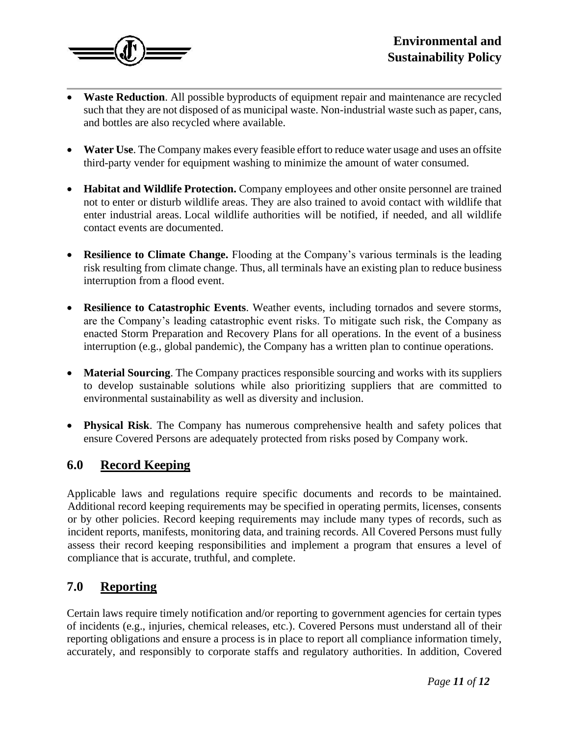- **Waste Reduction**. All possible byproducts of equipment repair and maintenance are recycled such that they are not disposed of as municipal waste. Non-industrial waste such as paper, cans, and bottles are also recycled where available.

- **Water Use**. The Company makes every feasible effort to reduce water usage and uses an offsite third-party vender for equipment washing to minimize the amount of water consumed.

- **Habitat and Wildlife Protection.** Company employees and other onsite personnel are trained not to enter or disturb wildlife areas. They are also trained to avoid contact with wildlife that enter industrial areas. Local wildlife authorities will be notified, if needed, and all wildlife contact events are documented.

- **Resilience to Climate Change.** Flooding at the Company's various terminals is the leading risk resulting from climate change. Thus, all terminals have an existing plan to reduce business interruption from a flood event.

- **Resilience to Catastrophic Events**. Weather events, including tornados and severe storms, are the Company's leading catastrophic event risks. To mitigate such risk, the Company as enacted Storm Preparation and Recovery Plans for all operations. In the event of a business interruption (e.g., global pandemic), the Company has a written plan to continue operations.

- **Material Sourcing**. The Company practices responsible sourcing and works with its suppliers to develop sustainable solutions while also prioritizing suppliers that are committed to environmental sustainability as well as diversity and inclusion.

- **Physical Risk**. The Company has numerous comprehensive health and safety polices that ensure Covered Persons are adequately protected from risks posed by Company work.

## 6.0 Record Keeping

Applicable laws and regulations require specific documents and records to be maintained. Additional record keeping requirements may be specified in operating permits, licenses, consents or by other policies. Record keeping requirements may include many types of records, such as incident reports, manifests, monitoring data, and training records. All Covered Persons must fully assess their record keeping responsibilities and implement a program that ensures a level of compliance that is accurate, truthful, and complete.

## 7.0 Reporting

Certain laws require timely notification and/or reporting to government agencies for certain types of incidents (e.g., injuries, chemical releases, etc.). Covered Persons must understand all of their reporting obligations and ensure a process is in place to report all compliance information timely, accurately, and responsibly to corporate staffs and regulatory authorities. In addition, Covered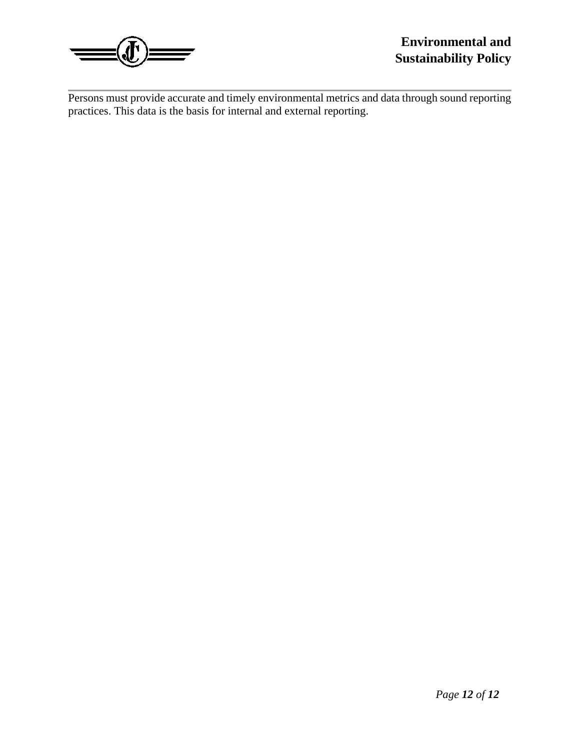Persons must provide accurate and timely environmental metrics and data through sound reporting practices. This data is the basis for internal and external reporting.